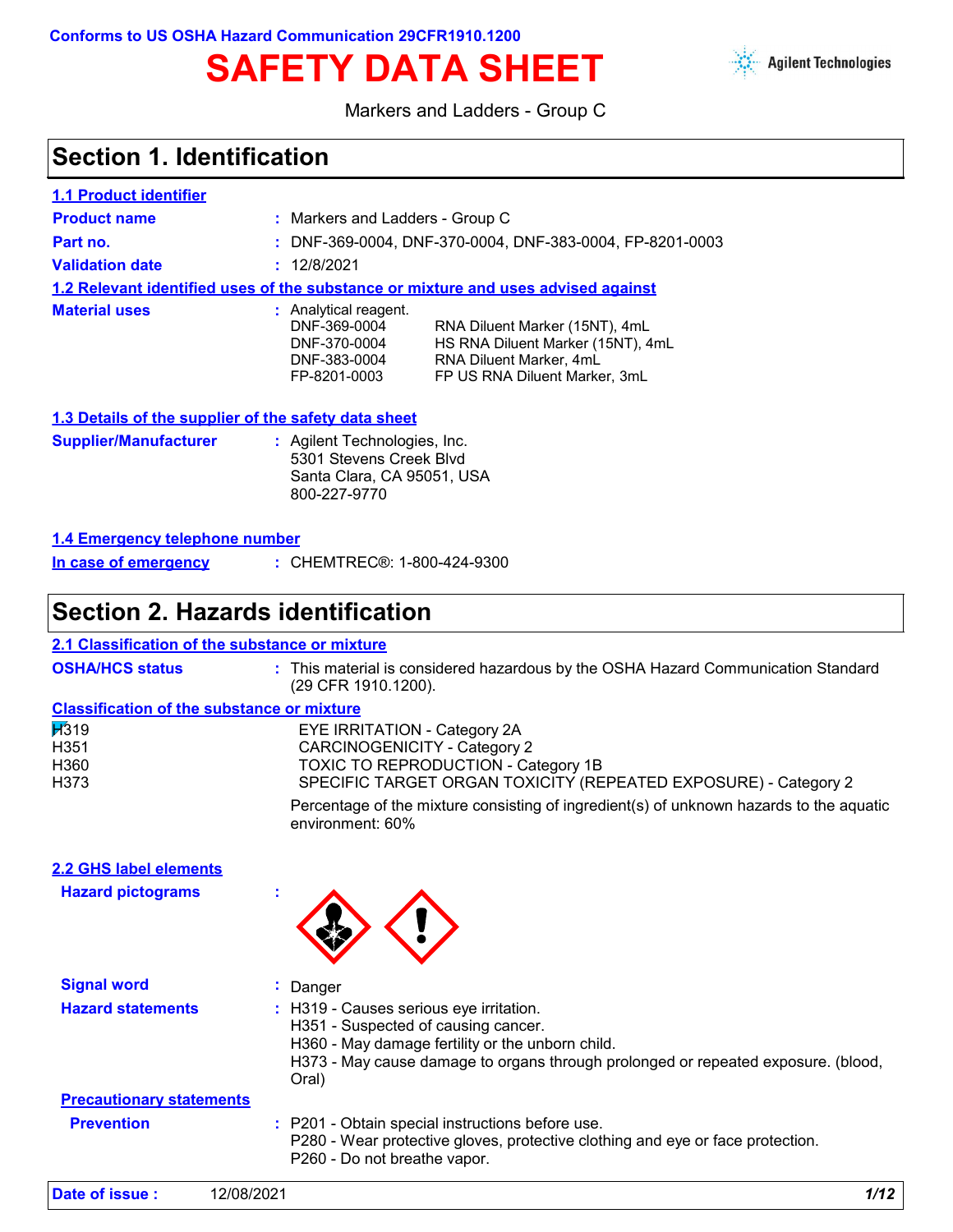Conforms to US OSHA Hazard Communication 29CFR1910.1200

# SAFETY DATA SHEET

Agilent Technologies

Markers and Ladders - Group C

## Section 1. Identification

### 1.1 Product identifier

**Product name** : Markers and Ladders - Group C

**Part no.** : DNF-369-0004, DNF-370-0004, DNF-383-0004, FP-8201-0003

**Validation date** : 12/8/2021

### 1.2 Relevant identified uses of the substance or mixture and uses advised against

**Material uses** : Analytical reagent.

| | |
|---|---|
| DNF-369-0004 | RNA Diluent Marker (15NT), 4mL |
| DNF-370-0004 | HS RNA Diluent Marker (15NT), 4mL |
| DNF-383-0004 | RNA Diluent Marker, 4mL |
| FP-8201-0003 | FP US RNA Diluent Marker, 3mL |

### 1.3 Details of the supplier of the safety data sheet

**Supplier/Manufacturer** : Agilent Technologies, Inc.
5301 Stevens Creek Blvd
Santa Clara, CA 95051, USA
800-227-9770

### 1.4 Emergency telephone number

**In case of emergency** : CHEMTREC®: 1-800-424-9300

## Section 2. Hazards identification

### 2.1 Classification of the substance or mixture

**OSHA/HCS status** : This material is considered hazardous by the OSHA Hazard Communication Standard (29 CFR 1910.1200).

**Classification of the substance or mixture**

| | |
|---|---|
| H319 | EYE IRRITATION - Category 2A |
| H351 | CARCINOGENICITY - Category 2 |
| H360 | TOXIC TO REPRODUCTION - Category 1B |
| H373 | SPECIFIC TARGET ORGAN TOXICITY (REPEATED EXPOSURE) - Category 2 |

Percentage of the mixture consisting of ingredient(s) of unknown hazards to the aquatic environment: 60%

### 2.2 GHS label elements

**Hazard pictograms** :

**Signal word** : Danger

**Hazard statements** : H319 - Causes serious eye irritation.
H351 - Suspected of causing cancer.
H360 - May damage fertility or the unborn child.
H373 - May cause damage to organs through prolonged or repeated exposure. (blood, Oral)

**Precautionary statements**

**Prevention** : P201 - Obtain special instructions before use.
P280 - Wear protective gloves, protective clothing and eye or face protection.
P260 - Do not breathe vapor.

**Date of issue :** 12/08/2021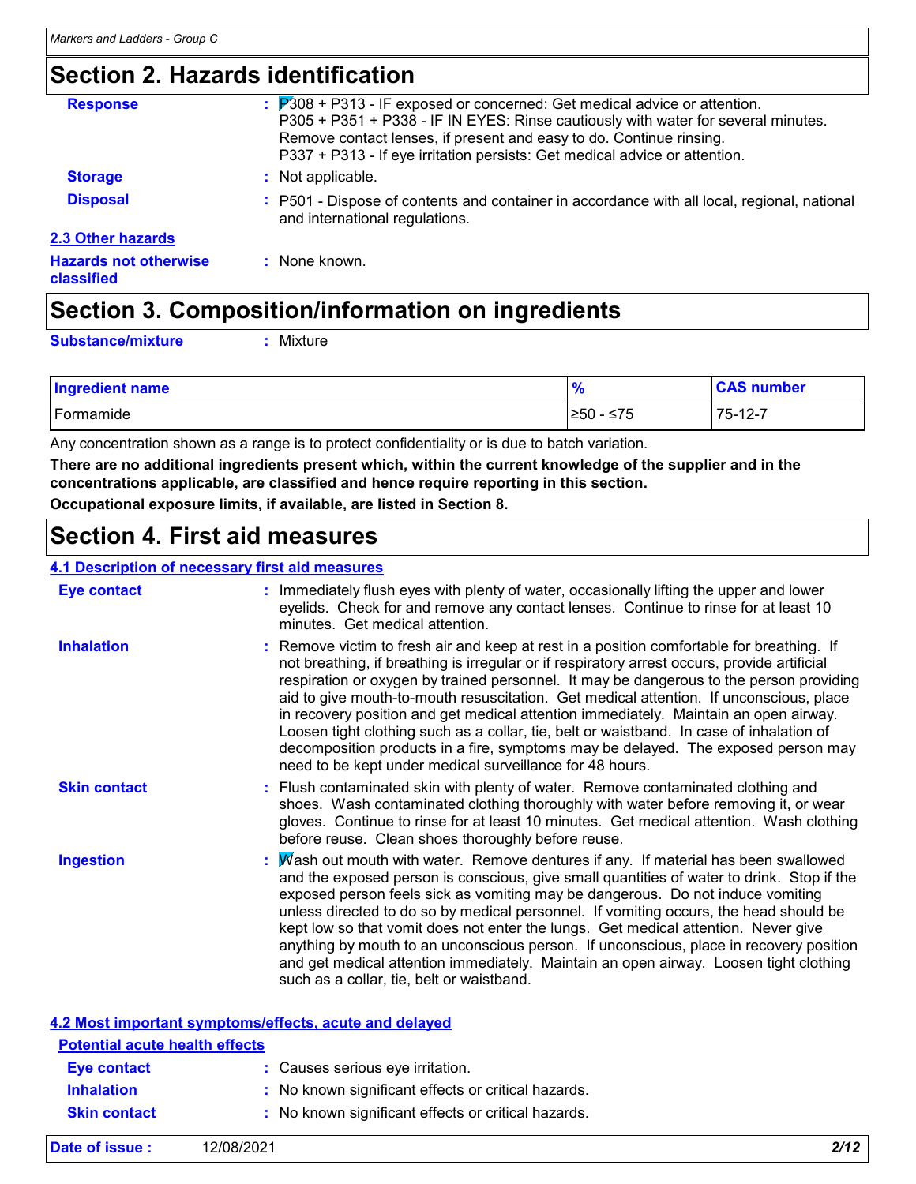## Section 2. Hazards identification

**Response** : P308 + P313 - IF exposed or concerned: Get medical advice or attention.
P305 + P351 + P338 - IF IN EYES: Rinse cautiously with water for several minutes. Remove contact lenses, if present and easy to do. Continue rinsing.
P337 + P313 - If eye irritation persists: Get medical advice or attention.

**Storage** : Not applicable.

**Disposal** : P501 - Dispose of contents and container in accordance with all local, regional, national and international regulations.

**2.3 Other hazards**

**Hazards not otherwise classified** : None known.

## Section 3. Composition/information on ingredients

**Substance/mixture** : Mixture

| Ingredient name | % | CAS number |
|---|---|---|
| Formamide | ≥50 - ≤75 | 75-12-7 |

Any concentration shown as a range is to protect confidentiality or is due to batch variation.

**There are no additional ingredients present which, within the current knowledge of the supplier and in the concentrations applicable, are classified and hence require reporting in this section.**

**Occupational exposure limits, if available, are listed in Section 8.**

## Section 4. First aid measures

**4.1 Description of necessary first aid measures**

**Eye contact** : Immediately flush eyes with plenty of water, occasionally lifting the upper and lower eyelids. Check for and remove any contact lenses. Continue to rinse for at least 10 minutes. Get medical attention.

**Inhalation** : Remove victim to fresh air and keep at rest in a position comfortable for breathing. If not breathing, if breathing is irregular or if respiratory arrest occurs, provide artificial respiration or oxygen by trained personnel. It may be dangerous to the person providing aid to give mouth-to-mouth resuscitation. Get medical attention. If unconscious, place in recovery position and get medical attention immediately. Maintain an open airway. Loosen tight clothing such as a collar, tie, belt or waistband. In case of inhalation of decomposition products in a fire, symptoms may be delayed. The exposed person may need to be kept under medical surveillance for 48 hours.

**Skin contact** : Flush contaminated skin with plenty of water. Remove contaminated clothing and shoes. Wash contaminated clothing thoroughly with water before removing it, or wear gloves. Continue to rinse for at least 10 minutes. Get medical attention. Wash clothing before reuse. Clean shoes thoroughly before reuse.

**Ingestion** : Wash out mouth with water. Remove dentures if any. If material has been swallowed and the exposed person is conscious, give small quantities of water to drink. Stop if the exposed person feels sick as vomiting may be dangerous. Do not induce vomiting unless directed to do so by medical personnel. If vomiting occurs, the head should be kept low so that vomit does not enter the lungs. Get medical attention. Never give anything by mouth to an unconscious person. If unconscious, place in recovery position and get medical attention immediately. Maintain an open airway. Loosen tight clothing such as a collar, tie, belt or waistband.

**4.2 Most important symptoms/effects, acute and delayed**

**Potential acute health effects**

**Eye contact** : Causes serious eye irritation.

**Inhalation** : No known significant effects or critical hazards.

**Skin contact** : No known significant effects or critical hazards.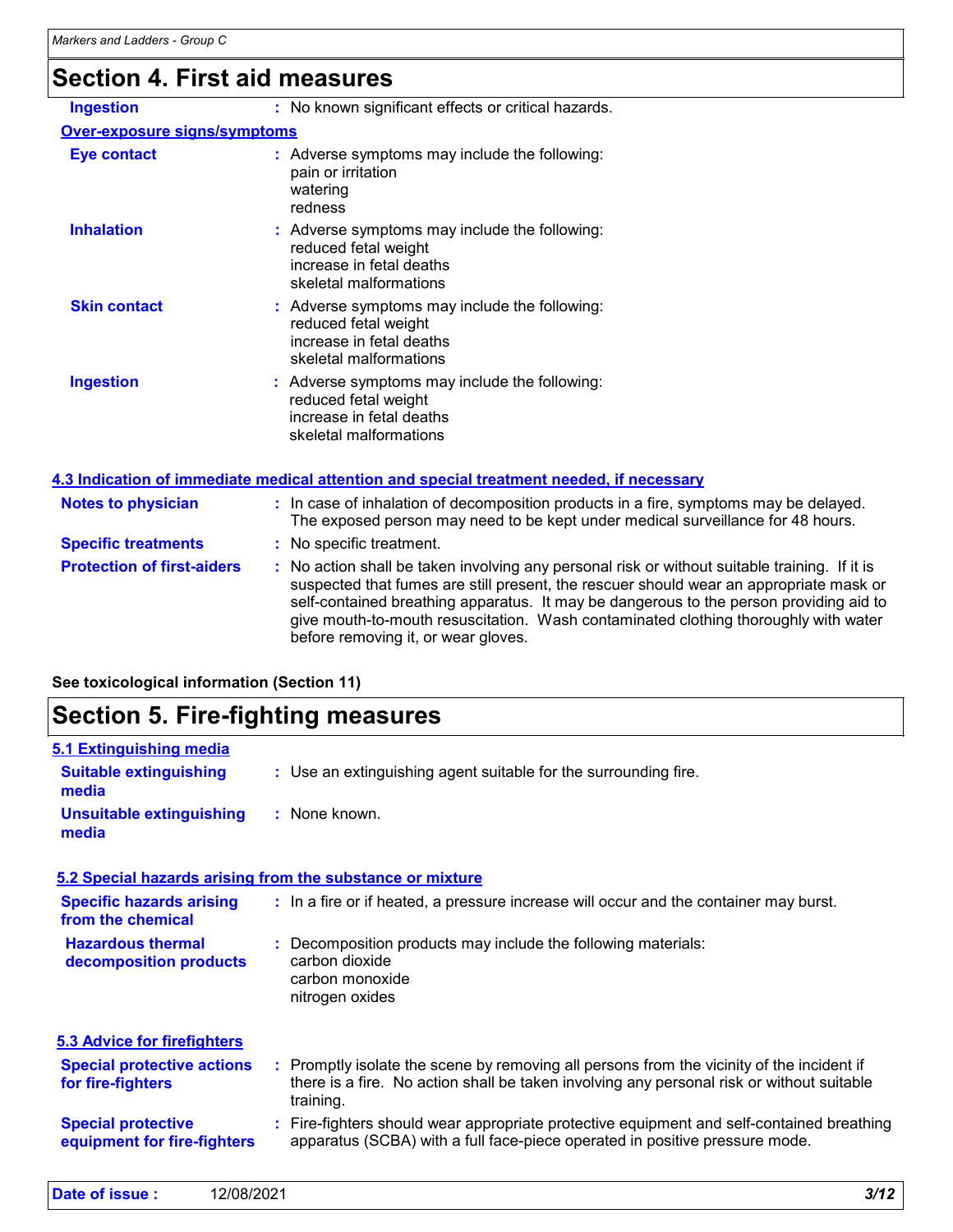## Section 4. First aid measures

**Ingestion** : No known significant effects or critical hazards.

**Over-exposure signs/symptoms**

**Eye contact** : Adverse symptoms may include the following:
pain or irritation
watering
redness

**Inhalation** : Adverse symptoms may include the following:
reduced fetal weight
increase in fetal deaths
skeletal malformations

**Skin contact** : Adverse symptoms may include the following:
reduced fetal weight
increase in fetal deaths
skeletal malformations

**Ingestion** : Adverse symptoms may include the following:
reduced fetal weight
increase in fetal deaths
skeletal malformations

**4.3 Indication of immediate medical attention and special treatment needed, if necessary**

**Notes to physician** : In case of inhalation of decomposition products in a fire, symptoms may be delayed. The exposed person may need to be kept under medical surveillance for 48 hours.

**Specific treatments** : No specific treatment.

**Protection of first-aiders** : No action shall be taken involving any personal risk or without suitable training. If it is suspected that fumes are still present, the rescuer should wear an appropriate mask or self-contained breathing apparatus. It may be dangerous to the person providing aid to give mouth-to-mouth resuscitation. Wash contaminated clothing thoroughly with water before removing it, or wear gloves.

**See toxicological information (Section 11)**

## Section 5. Fire-fighting measures

**5.1 Extinguishing media**

**Suitable extinguishing media** : Use an extinguishing agent suitable for the surrounding fire.

**Unsuitable extinguishing media** : None known.

**5.2 Special hazards arising from the substance or mixture**

**Specific hazards arising from the chemical** : In a fire or if heated, a pressure increase will occur and the container may burst.

**Hazardous thermal decomposition products** : Decomposition products may include the following materials:
carbon dioxide
carbon monoxide
nitrogen oxides

**5.3 Advice for firefighters**

**Special protective actions for fire-fighters** : Promptly isolate the scene by removing all persons from the vicinity of the incident if there is a fire. No action shall be taken involving any personal risk or without suitable training.

**Special protective equipment for fire-fighters** : Fire-fighters should wear appropriate protective equipment and self-contained breathing apparatus (SCBA) with a full face-piece operated in positive pressure mode.

**Date of issue :** 12/08/2021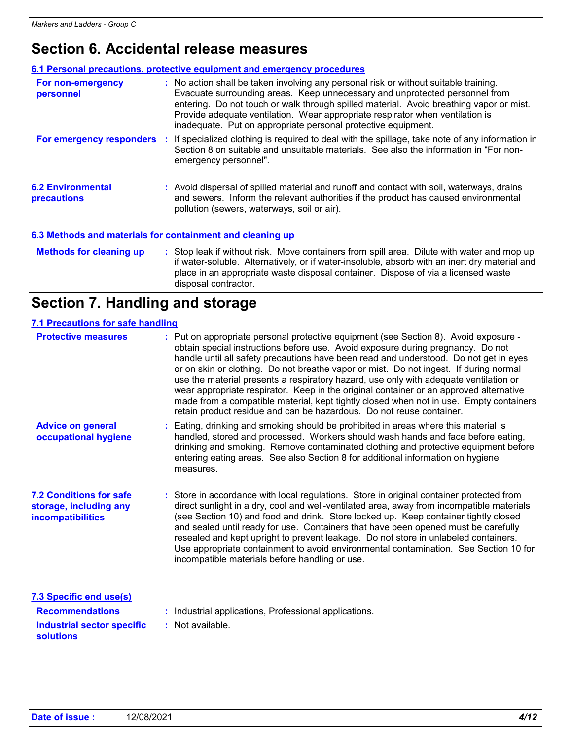## Section 6. Accidental release measures

### 6.1 Personal precautions, protective equipment and emergency procedures

**For non-emergency personnel** : No action shall be taken involving any personal risk or without suitable training. Evacuate surrounding areas. Keep unnecessary and unprotected personnel from entering. Do not touch or walk through spilled material. Avoid breathing vapor or mist. Provide adequate ventilation. Wear appropriate respirator when ventilation is inadequate. Put on appropriate personal protective equipment.

**For emergency responders** : If specialized clothing is required to deal with the spillage, take note of any information in Section 8 on suitable and unsuitable materials. See also the information in "For non-emergency personnel".

### 6.2 Environmental precautions

: Avoid dispersal of spilled material and runoff and contact with soil, waterways, drains and sewers. Inform the relevant authorities if the product has caused environmental pollution (sewers, waterways, soil or air).

### 6.3 Methods and materials for containment and cleaning up

**Methods for cleaning up** : Stop leak if without risk. Move containers from spill area. Dilute with water and mop up if water-soluble. Alternatively, or if water-insoluble, absorb with an inert dry material and place in an appropriate waste disposal container. Dispose of via a licensed waste disposal contractor.

## Section 7. Handling and storage

### 7.1 Precautions for safe handling

**Protective measures** : Put on appropriate personal protective equipment (see Section 8). Avoid exposure - obtain special instructions before use. Avoid exposure during pregnancy. Do not handle until all safety precautions have been read and understood. Do not get in eyes or on skin or clothing. Do not breathe vapor or mist. Do not ingest. If during normal use the material presents a respiratory hazard, use only with adequate ventilation or wear appropriate respirator. Keep in the original container or an approved alternative made from a compatible material, kept tightly closed when not in use. Empty containers retain product residue and can be hazardous. Do not reuse container.

**Advice on general occupational hygiene** : Eating, drinking and smoking should be prohibited in areas where this material is handled, stored and processed. Workers should wash hands and face before eating, drinking and smoking. Remove contaminated clothing and protective equipment before entering eating areas. See also Section 8 for additional information on hygiene measures.

### 7.2 Conditions for safe storage, including any incompatibilities

: Store in accordance with local regulations. Store in original container protected from direct sunlight in a dry, cool and well-ventilated area, away from incompatible materials (see Section 10) and food and drink. Store locked up. Keep container tightly closed and sealed until ready for use. Containers that have been opened must be carefully resealed and kept upright to prevent leakage. Do not store in unlabeled containers. Use appropriate containment to avoid environmental contamination. See Section 10 for incompatible materials before handling or use.

### 7.3 Specific end use(s)

**Recommendations** : Industrial applications, Professional applications.

**Industrial sector specific solutions** : Not available.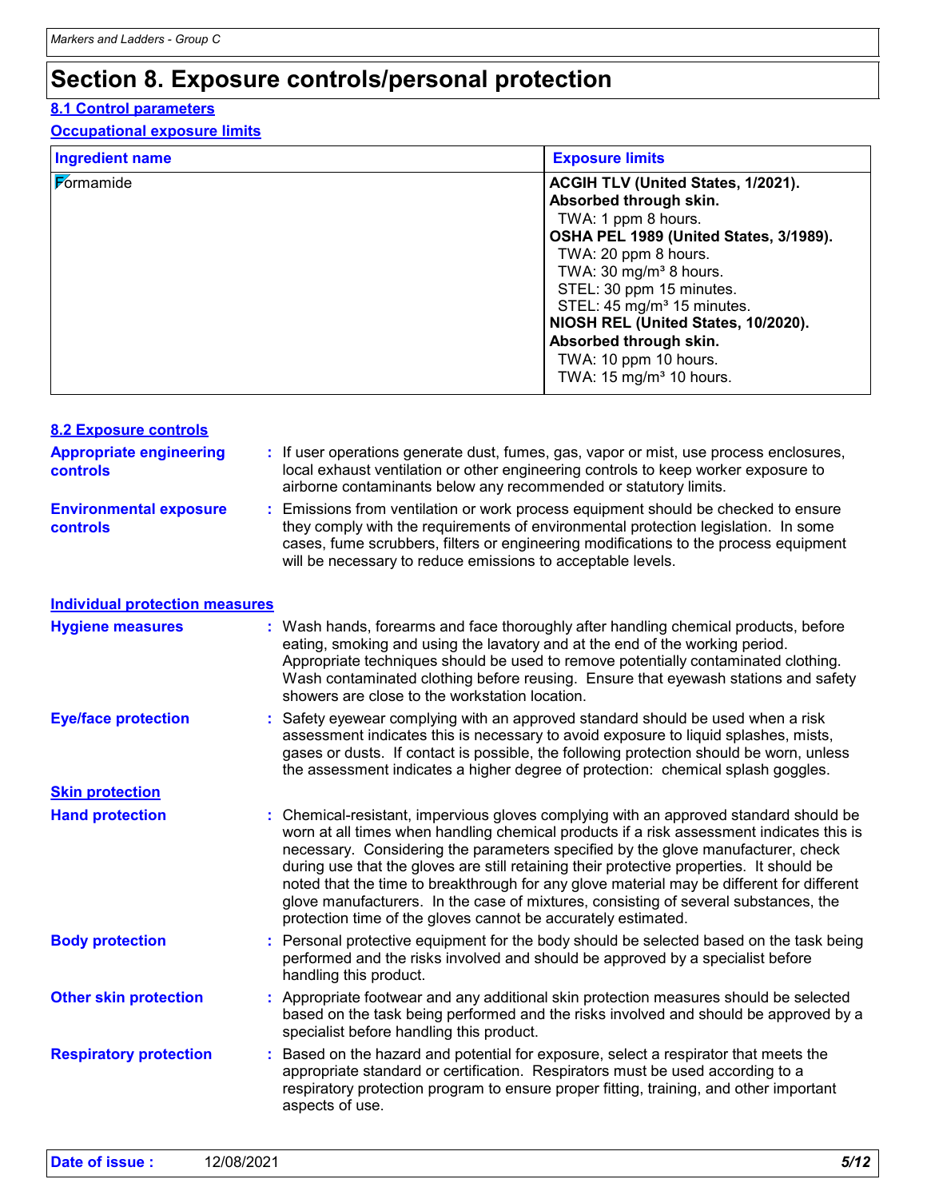# Section 8. Exposure controls/personal protection

## 8.1 Control parameters

### Occupational exposure limits

| Ingredient name | Exposure limits |
| --- | --- |
| Formamide | **ACGIH TLV (United States, 1/2021). Absorbed through skin.**<br>TWA: 1 ppm 8 hours.<br>**OSHA PEL 1989 (United States, 3/1989).**<br>TWA: 20 ppm 8 hours.<br>TWA: 30 mg/m³ 8 hours.<br>STEL: 30 ppm 15 minutes.<br>STEL: 45 mg/m³ 15 minutes.<br>**NIOSH REL (United States, 10/2020). Absorbed through skin.**<br>TWA: 10 ppm 10 hours.<br>TWA: 15 mg/m³ 10 hours. |

## 8.2 Exposure controls

**Appropriate engineering controls** : If user operations generate dust, fumes, gas, vapor or mist, use process enclosures, local exhaust ventilation or other engineering controls to keep worker exposure to airborne contaminants below any recommended or statutory limits.

**Environmental exposure controls** : Emissions from ventilation or work process equipment should be checked to ensure they comply with the requirements of environmental protection legislation. In some cases, fume scrubbers, filters or engineering modifications to the process equipment will be necessary to reduce emissions to acceptable levels.

### Individual protection measures

**Hygiene measures** : Wash hands, forearms and face thoroughly after handling chemical products, before eating, smoking and using the lavatory and at the end of the working period. Appropriate techniques should be used to remove potentially contaminated clothing. Wash contaminated clothing before reusing. Ensure that eyewash stations and safety showers are close to the workstation location.

**Eye/face protection** : Safety eyewear complying with an approved standard should be used when a risk assessment indicates this is necessary to avoid exposure to liquid splashes, mists, gases or dusts. If contact is possible, the following protection should be worn, unless the assessment indicates a higher degree of protection: chemical splash goggles.

### Skin protection

**Hand protection** : Chemical-resistant, impervious gloves complying with an approved standard should be worn at all times when handling chemical products if a risk assessment indicates this is necessary. Considering the parameters specified by the glove manufacturer, check during use that the gloves are still retaining their protective properties. It should be noted that the time to breakthrough for any glove material may be different for different glove manufacturers. In the case of mixtures, consisting of several substances, the protection time of the gloves cannot be accurately estimated.

**Body protection** : Personal protective equipment for the body should be selected based on the task being performed and the risks involved and should be approved by a specialist before handling this product.

**Other skin protection** : Appropriate footwear and any additional skin protection measures should be selected based on the task being performed and the risks involved and should be approved by a specialist before handling this product.

**Respiratory protection** : Based on the hazard and potential for exposure, select a respirator that meets the appropriate standard or certification. Respirators must be used according to a respiratory protection program to ensure proper fitting, training, and other important aspects of use.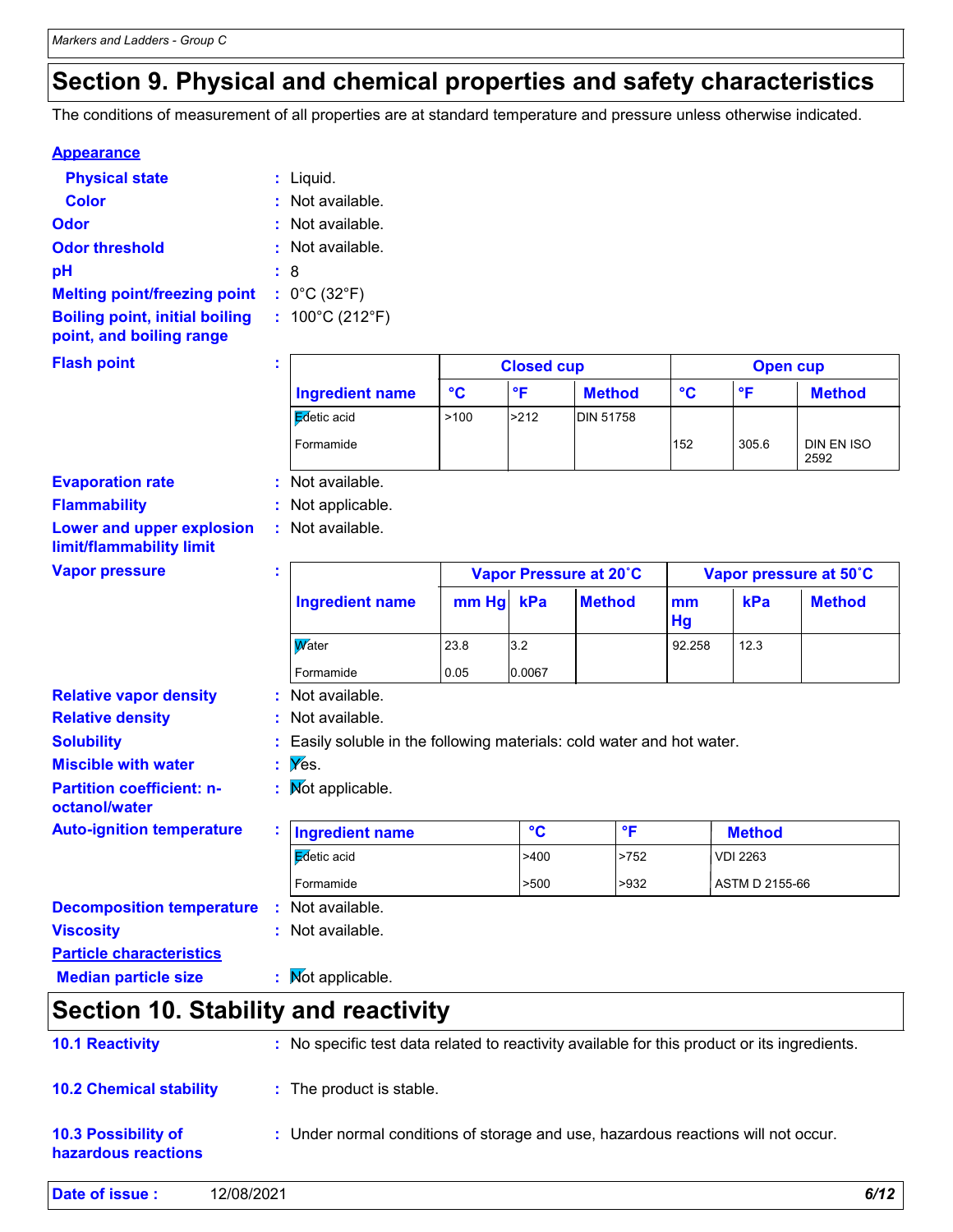## Section 9. Physical and chemical properties and safety characteristics

The conditions of measurement of all properties are at standard temperature and pressure unless otherwise indicated.

**Appearance**

**Physical state** : Liquid.

**Color** : Not available.

**Odor** : Not available.

**Odor threshold** : Not available.

**pH** : 8

**Melting point/freezing point** : 0°C (32°F)

**Boiling point, initial boiling point, and boiling range** : 100°C (212°F)

**Flash point** :

| | Closed cup | | | Open cup | | |
|---|---|---|---|---|---|---|
| **Ingredient name** | **°C** | **°F** | **Method** | **°C** | **°F** | **Method** |
| Edetic acid | >100 | >212 | DIN 51758 | | | |
| Formamide | | | | 152 | 305.6 | DIN EN ISO 2592 |

**Evaporation rate** : Not available.

**Flammability** : Not applicable.

**Lower and upper explosion limit/flammability limit** : Not available.

**Vapor pressure** :

| | Vapor Pressure at 20˚C | | | Vapor pressure at 50˚C | | |
|---|---|---|---|---|---|---|
| **Ingredient name** | **mm Hg** | **kPa** | **Method** | **mm Hg** | **kPa** | **Method** |
| Water | 23.8 | 3.2 | | 92.258 | 12.3 | |
| Formamide | 0.05 | 0.0067 | | | | |

**Relative vapor density** : Not available.

**Relative density** : Not available.

**Solubility** : Easily soluble in the following materials: cold water and hot water.

**Miscible with water** : Yes.

**Partition coefficient: n-octanol/water** : Not applicable.

**Auto-ignition temperature** :

| Ingredient name | °C | °F | Method |
|---|---|---|---|
| Edetic acid | >400 | >752 | VDI 2263 |
| Formamide | >500 | >932 | ASTM D 2155-66 |

**Decomposition temperature** : Not available.

**Viscosity** : Not available.

**Particle characteristics**

**Median particle size** : Not applicable.

## Section 10. Stability and reactivity

**10.1 Reactivity** : No specific test data related to reactivity available for this product or its ingredients.

**10.2 Chemical stability** : The product is stable.

**10.3 Possibility of hazardous reactions** : Under normal conditions of storage and use, hazardous reactions will not occur.

**Date of issue :** 12/08/2021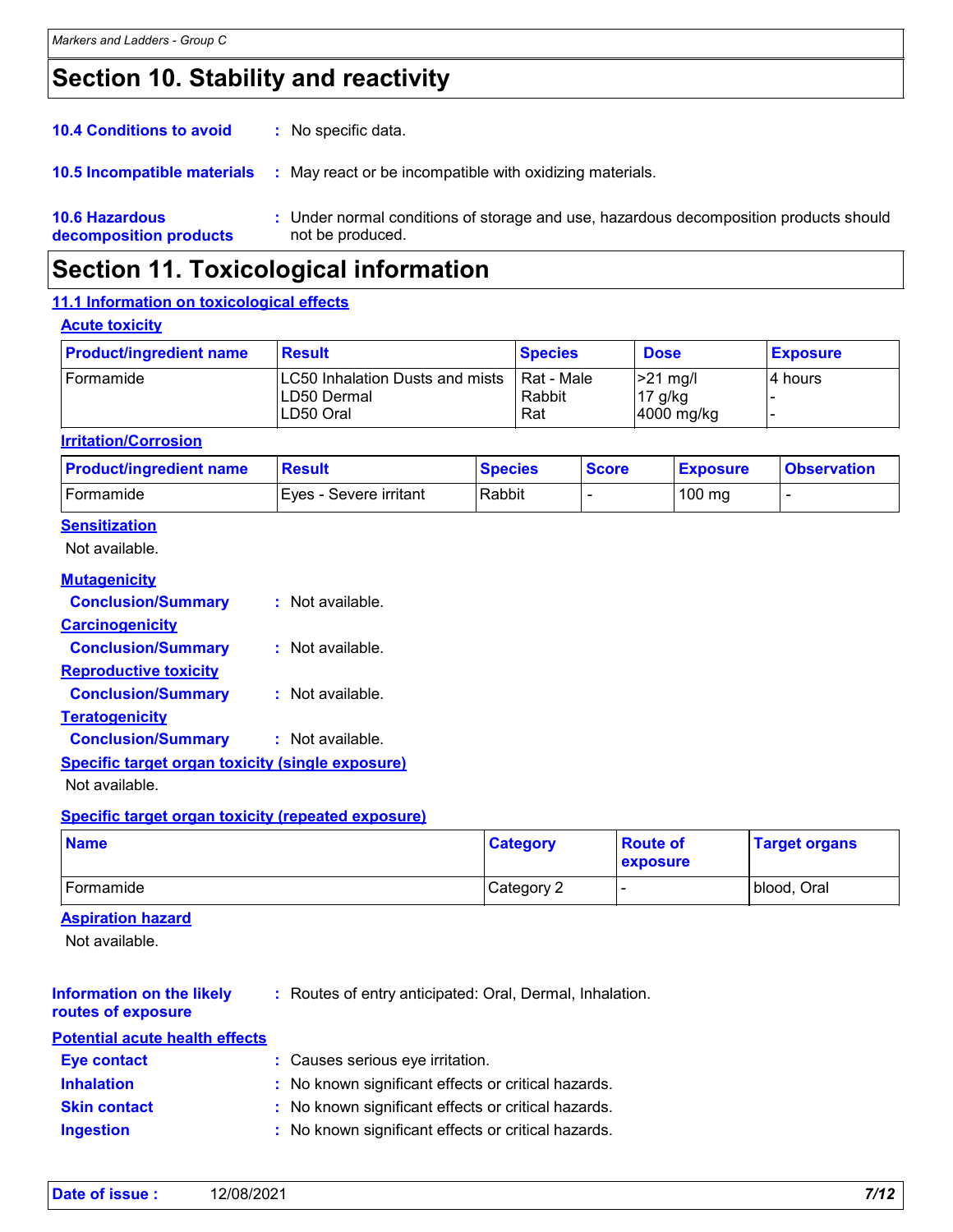## Section 10. Stability and reactivity

**10.4 Conditions to avoid** : No specific data.

**10.5 Incompatible materials** : May react or be incompatible with oxidizing materials.

**10.6 Hazardous decomposition products** : Under normal conditions of storage and use, hazardous decomposition products should not be produced.

## Section 11. Toxicological information

### 11.1 Information on toxicological effects

**Acute toxicity**

| Product/ingredient name | Result | Species | Dose | Exposure |
|---|---|---|---|---|
| Formamide | LC50 Inhalation Dusts and mists<br>LD50 Dermal<br>LD50 Oral | Rat - Male<br>Rabbit<br>Rat | >21 mg/l<br>17 g/kg<br>4000 mg/kg | 4 hours<br>-<br>- |

**Irritation/Corrosion**

| Product/ingredient name | Result | Species | Score | Exposure | Observation |
|---|---|---|---|---|---|
| Formamide | Eyes - Severe irritant | Rabbit | - | 100 mg | - |

**Sensitization**

Not available.

**Mutagenicity**

**Conclusion/Summary** : Not available.

**Carcinogenicity**

**Conclusion/Summary** : Not available.

**Reproductive toxicity**

**Conclusion/Summary** : Not available.

**Teratogenicity**

**Conclusion/Summary** : Not available.

**Specific target organ toxicity (single exposure)**

Not available.

**Specific target organ toxicity (repeated exposure)**

| Name | Category | Route of exposure | Target organs |
|---|---|---|---|
| Formamide | Category 2 | - | blood, Oral |

**Aspiration hazard**

Not available.

**Information on the likely routes of exposure** : Routes of entry anticipated: Oral, Dermal, Inhalation.

**Potential acute health effects**

**Eye contact** : Causes serious eye irritation.

**Inhalation** : No known significant effects or critical hazards.

**Skin contact** : No known significant effects or critical hazards.

**Ingestion** : No known significant effects or critical hazards.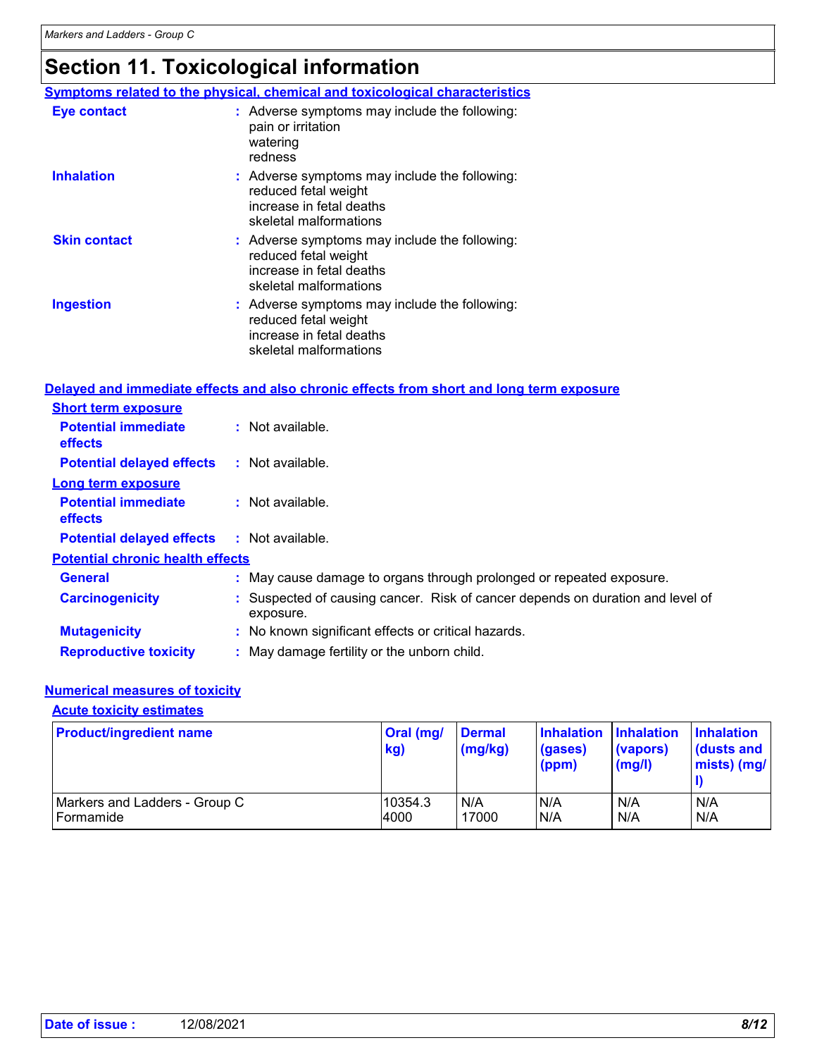# Section 11. Toxicological information

## Symptoms related to the physical, chemical and toxicological characteristics

**Eye contact** : Adverse symptoms may include the following:
pain or irritation
watering
redness

**Inhalation** : Adverse symptoms may include the following:
reduced fetal weight
increase in fetal deaths
skeletal malformations

**Skin contact** : Adverse symptoms may include the following:
reduced fetal weight
increase in fetal deaths
skeletal malformations

**Ingestion** : Adverse symptoms may include the following:
reduced fetal weight
increase in fetal deaths
skeletal malformations

## Delayed and immediate effects and also chronic effects from short and long term exposure

### Short term exposure

**Potential immediate effects** : Not available.

**Potential delayed effects** : Not available.

### Long term exposure

**Potential immediate effects** : Not available.

**Potential delayed effects** : Not available.

### Potential chronic health effects

**General** : May cause damage to organs through prolonged or repeated exposure.

**Carcinogenicity** : Suspected of causing cancer. Risk of cancer depends on duration and level of exposure.

**Mutagenicity** : No known significant effects or critical hazards.

**Reproductive toxicity** : May damage fertility or the unborn child.

## Numerical measures of toxicity

### Acute toxicity estimates

| Product/ingredient name | Oral (mg/kg) | Dermal (mg/kg) | Inhalation (gases) (ppm) | Inhalation (vapors) (mg/l) | Inhalation (dusts and mists) (mg/l) |
|---|---|---|---|---|---|
| Markers and Ladders - Group C | 10354.3 | N/A | N/A | N/A | N/A |
| Formamide | 4000 | 17000 | N/A | N/A | N/A |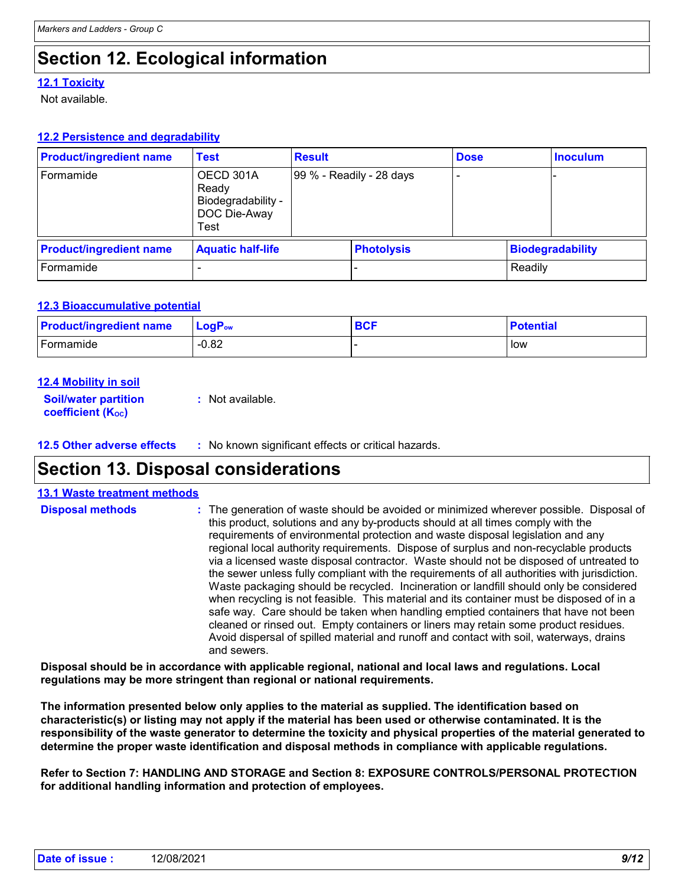# Section 12. Ecological information

### 12.1 Toxicity

Not available.

### 12.2 Persistence and degradability

| Product/ingredient name | Test | Result | Dose | Inoculum |
|---|---|---|---|---|
| Formamide | OECD 301A Ready Biodegradability - DOC Die-Away Test | 99 % - Readily - 28 days | - | - |

| Product/ingredient name | Aquatic half-life | Photolysis | Biodegradability |
|---|---|---|---|
| Formamide | - | - | Readily |

### 12.3 Bioaccumulative potential

| Product/ingredient name | $LogP_{ow}$ | BCF | Potential |
|---|---|---|---|
| Formamide | -0.82 | - | low |

### 12.4 Mobility in soil

**Soil/water partition coefficient ($K_{OC}$)** : Not available.

**12.5 Other adverse effects** : No known significant effects or critical hazards.

# Section 13. Disposal considerations

### 13.1 Waste treatment methods

**Disposal methods** : The generation of waste should be avoided or minimized wherever possible. Disposal of this product, solutions and any by-products should at all times comply with the requirements of environmental protection and waste disposal legislation and any regional local authority requirements. Dispose of surplus and non-recyclable products via a licensed waste disposal contractor. Waste should not be disposed of untreated to the sewer unless fully compliant with the requirements of all authorities with jurisdiction. Waste packaging should be recycled. Incineration or landfill should only be considered when recycling is not feasible. This material and its container must be disposed of in a safe way. Care should be taken when handling emptied containers that have not been cleaned or rinsed out. Empty containers or liners may retain some product residues. Avoid dispersal of spilled material and runoff and contact with soil, waterways, drains and sewers.

**Disposal should be in accordance with applicable regional, national and local laws and regulations. Local regulations may be more stringent than regional or national requirements.**

**The information presented below only applies to the material as supplied. The identification based on characteristic(s) or listing may not apply if the material has been used or otherwise contaminated. It is the responsibility of the waste generator to determine the toxicity and physical properties of the material generated to determine the proper waste identification and disposal methods in compliance with applicable regulations.**

**Refer to Section 7: HANDLING AND STORAGE and Section 8: EXPOSURE CONTROLS/PERSONAL PROTECTION for additional handling information and protection of employees.**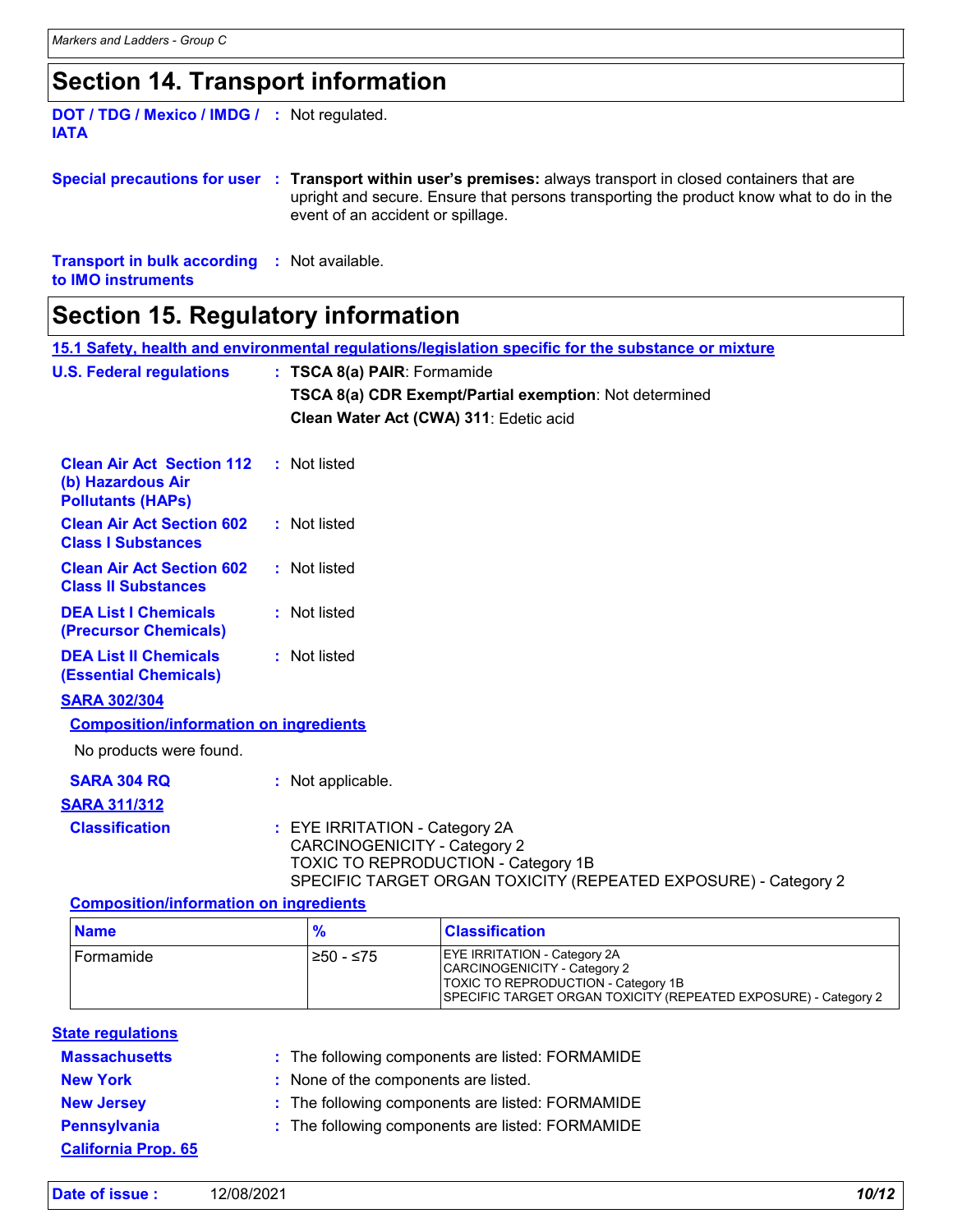## Section 14. Transport information

**DOT / TDG / Mexico / IMDG / IATA** : Not regulated.

**Special precautions for user** : **Transport within user's premises:** always transport in closed containers that are upright and secure. Ensure that persons transporting the product know what to do in the event of an accident or spillage.

**Transport in bulk according to IMO instruments** : Not available.

## Section 15. Regulatory information

**15.1 Safety, health and environmental regulations/legislation specific for the substance or mixture**

**U.S. Federal regulations** : **TSCA 8(a) PAIR**: Formamide

**TSCA 8(a) CDR Exempt/Partial exemption**: Not determined

**Clean Water Act (CWA) 311**: Edetic acid

**Clean Air Act Section 112 (b) Hazardous Air Pollutants (HAPs)** : Not listed

**Clean Air Act Section 602 Class I Substances** : Not listed

**Clean Air Act Section 602 Class II Substances** : Not listed

**DEA List I Chemicals (Precursor Chemicals)** : Not listed

**DEA List II Chemicals (Essential Chemicals)** : Not listed

**SARA 302/304**

**Composition/information on ingredients**

No products were found.

**SARA 304 RQ** : Not applicable.

**SARA 311/312**

**Classification** : EYE IRRITATION - Category 2A
CARCINOGENICITY - Category 2
TOXIC TO REPRODUCTION - Category 1B
SPECIFIC TARGET ORGAN TOXICITY (REPEATED EXPOSURE) - Category 2

**Composition/information on ingredients**

| Name | % | Classification |
|---|---|---|
| Formamide | ≥50 - ≤75 | EYE IRRITATION - Category 2A<br>CARCINOGENICITY - Category 2<br>TOXIC TO REPRODUCTION - Category 1B<br>SPECIFIC TARGET ORGAN TOXICITY (REPEATED EXPOSURE) - Category 2 |

**State regulations**

**Massachusetts** : The following components are listed: FORMAMIDE

**New York** : None of the components are listed.

**New Jersey** : The following components are listed: FORMAMIDE

**Pennsylvania** : The following components are listed: FORMAMIDE

**California Prop. 65**

**Date of issue :** 12/08/2021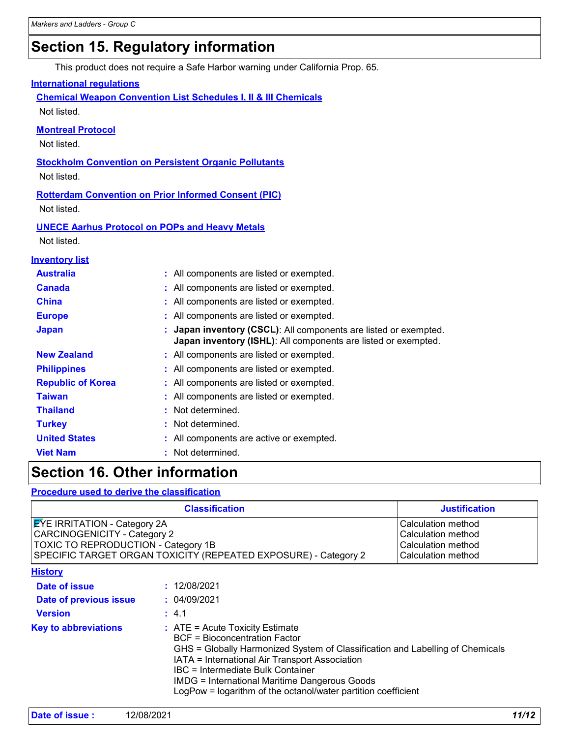# Section 15. Regulatory information

This product does not require a Safe Harbor warning under California Prop. 65.

### International regulations

**Chemical Weapon Convention List Schedules I, II & III Chemicals**

Not listed.

**Montreal Protocol**

Not listed.

**Stockholm Convention on Persistent Organic Pollutants**

Not listed.

**Rotterdam Convention on Prior Informed Consent (PIC)**

Not listed.

**UNECE Aarhus Protocol on POPs and Heavy Metals**

Not listed.

### Inventory list

| | |
|---|---|
| **Australia** | : All components are listed or exempted. |
| **Canada** | : All components are listed or exempted. |
| **China** | : All components are listed or exempted. |
| **Europe** | : All components are listed or exempted. |
| **Japan** | : **Japan inventory (CSCL)**: All components are listed or exempted.<br>**Japan inventory (ISHL)**: All components are listed or exempted. |
| **New Zealand** | : All components are listed or exempted. |
| **Philippines** | : All components are listed or exempted. |
| **Republic of Korea** | : All components are listed or exempted. |
| **Taiwan** | : All components are listed or exempted. |
| **Thailand** | : Not determined. |
| **Turkey** | : Not determined. |
| **United States** | : All components are active or exempted. |
| **Viet Nam** | : Not determined. |

# Section 16. Other information

### Procedure used to derive the classification

| Classification | Justification |
|---|---|
| EYE IRRITATION - Category 2A | Calculation method |
| CARCINOGENICITY - Category 2 | Calculation method |
| TOXIC TO REPRODUCTION - Category 1B | Calculation method |
| SPECIFIC TARGET ORGAN TOXICITY (REPEATED EXPOSURE) - Category 2 | Calculation method |

### History

| | |
|---|---|
| **Date of issue** | : 12/08/2021 |
| **Date of previous issue** | : 04/09/2021 |
| **Version** | : 4.1 |

**Key to abbreviations** :
ATE = Acute Toxicity Estimate
BCF = Bioconcentration Factor
GHS = Globally Harmonized System of Classification and Labelling of Chemicals
IATA = International Air Transport Association
IBC = Intermediate Bulk Container
IMDG = International Maritime Dangerous Goods
LogPow = logarithm of the octanol/water partition coefficient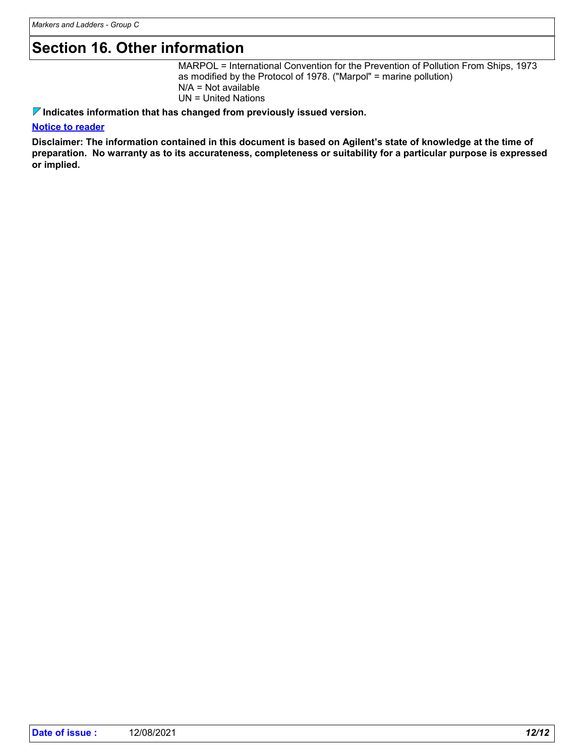## Section 16. Other information

MARPOL = International Convention for the Prevention of Pollution From Ships, 1973 as modified by the Protocol of 1978. ("Marpol" = marine pollution)
N/A = Not available
UN = United Nations

**Indicates information that has changed from previously issued version.**

**Notice to reader**

**Disclaimer: The information contained in this document is based on Agilent's state of knowledge at the time of preparation. No warranty as to its accurateness, completeness or suitability for a particular purpose is expressed or implied.**

**Date of issue :** 12/08/2021